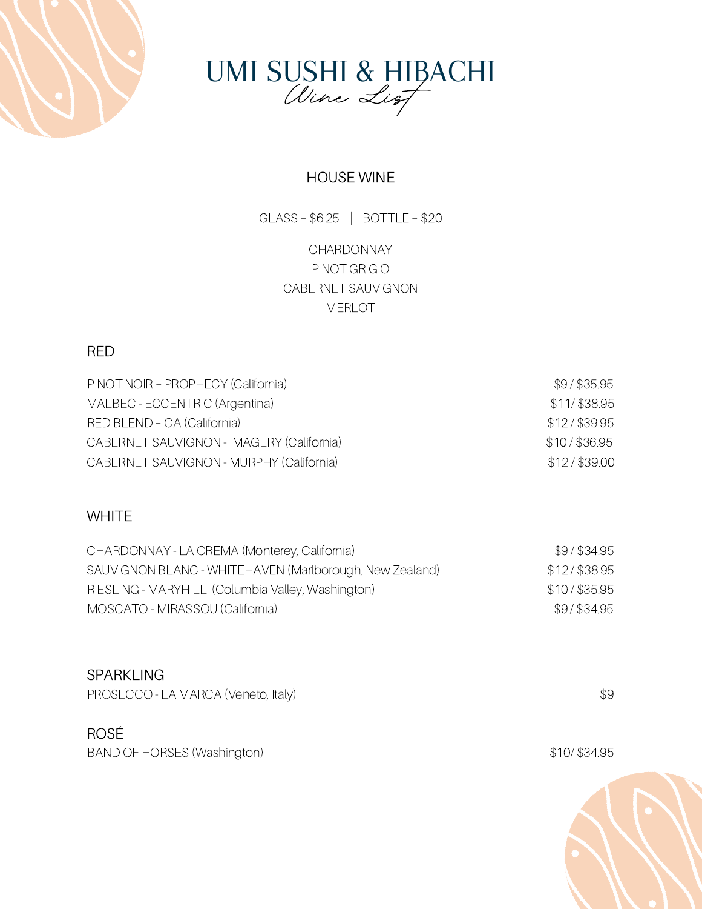# UMI SUSHI & HIBACHI

*Wine List*

## HOUSE WINE

GLASS – $6.25 | BOTTLE – $20

CHARDONNAY
PINOT GRIGIO
CABERNET SAUVIGNON
MERLOT

## RED

| | |
|---|---|
| PINOT NOIR – PROPHECY (California) | $9 / $35.95 |
| MALBEC - ECCENTRIC (Argentina) | $11/ $38.95 |
| RED BLEND – CA (California) | $12 / $39.95 |
| CABERNET SAUVIGNON - IMAGERY (California) | $10 / $36.95 |
| CABERNET SAUVIGNON - MURPHY (California) | $12 / $39.00 |

## WHITE

| | |
|---|---|
| CHARDONNAY - LA CREMA (Monterey, California) | $9 / $34.95 |
| SAUVIGNON BLANC - WHITEHAVEN (Marlborough, New Zealand) | $12 / $38.95 |
| RIESLING - MARYHILL (Columbia Valley, Washington) | $10 / $35.95 |
| MOSCATO - MIRASSOU (California) | $9 / $34.95 |

## SPARKLING

| | |
|---|---|
| PROSECCO - LA MARCA (Veneto, Italy) | $9 |

## ROSÉ

| | |
|---|---|
| BAND OF HORSES (Washington) | $10/ $34.95 |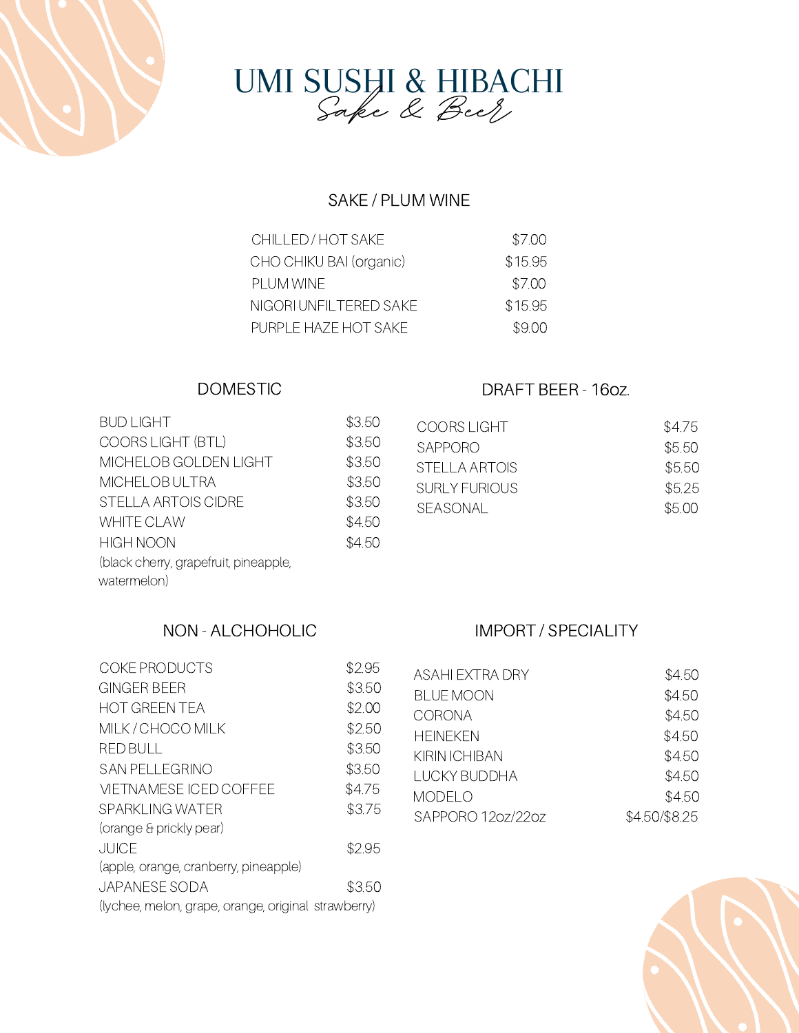# UMI SUSHI & HIBACHI

*Sake & Beer*

## SAKE / PLUM WINE

| | |
|---|---|
| CHILLED / HOT SAKE | $7.00 |
| CHO CHIKU BAI (organic) | $15.95 |
| PLUM WINE | $7.00 |
| NIGORI UNFILTERED SAKE | $15.95 |
| PURPLE HAZE HOT SAKE | $9.00 |

## DOMESTIC

| | |
|---|---|
| BUD LIGHT | $3.50 |
| COORS LIGHT (BTL) | $3.50 |
| MICHELOB GOLDEN LIGHT | $3.50 |
| MICHELOB ULTRA | $3.50 |
| STELLA ARTOIS CIDRE | $3.50 |
| WHITE CLAW | $4.50 |
| HIGH NOON (black cherry, grapefruit, pineapple, watermelon) | $4.50 |

## DRAFT BEER - 16oz.

| | |
|---|---|
| COORS LIGHT | $4.75 |
| SAPPORO | $5.50 |
| STELLA ARTOIS | $5.50 |
| SURLY FURIOUS | $5.25 |
| SEASONAL | $5.00 |

## NON - ALCHOHOLIC

| | |
|---|---|
| COKE PRODUCTS | $2.95 |
| GINGER BEER | $3.50 |
| HOT GREEN TEA | $2.00 |
| MILK / CHOCO MILK | $2.50 |
| RED BULL | $3.50 |
| SAN PELLEGRINO | $3.50 |
| VIETNAMESE ICED COFFEE | $4.75 |
| SPARKLING WATER (orange & prickly pear) | $3.75 |
| JUICE (apple, orange, cranberry, pineapple) | $2.95 |
| JAPANESE SODA (lychee, melon, grape, orange, original strawberry) | $3.50 |

## IMPORT / SPECIALITY

| | |
|---|---|
| ASAHI EXTRA DRY | $4.50 |
| BLUE MOON | $4.50 |
| CORONA | $4.50 |
| HEINEKEN | $4.50 |
| KIRIN ICHIBAN | $4.50 |
| LUCKY BUDDHA | $4.50 |
| MODELO | $4.50 |
| SAPPORO 12oz/22oz | $4.50/$8.25 |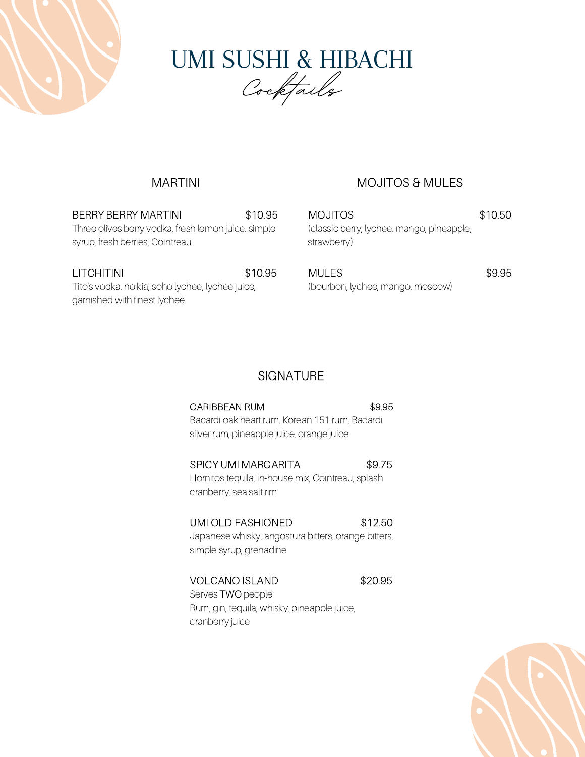# UMI SUSHI & HIBACHI

*Cocktails*

## MARTINI

**BERRY BERRY MARTINI** $10.95
Three olives berry vodka, fresh lemon juice, simple syrup, fresh berries, Cointreau

**LITCHITINI** $10.95
Tito's vodka, no kia, soho lychee, lychee juice, garnished with finest lychee

## MOJITOS & MULES

**MOJITOS** $10.50
(classic berry, lychee, mango, pineapple, strawberry)

**MULES** $9.95
(bourbon, lychee, mango, moscow)

## SIGNATURE

**CARIBBEAN RUM** $9.95
Bacardi oak heart rum, Korean 151 rum, Bacardi silver rum, pineapple juice, orange juice

**SPICY UMI MARGARITA** $9.75
Hornitos tequila, in-house mix, Cointreau, splash cranberry, sea salt rim

**UMI OLD FASHIONED** $12.50
Japanese whisky, angostura bitters, orange bitters, simple syrup, grenadine

**VOLCANO ISLAND** $20.95
Serves **TWO** people
Rum, gin, tequila, whisky, pineapple juice, cranberry juice